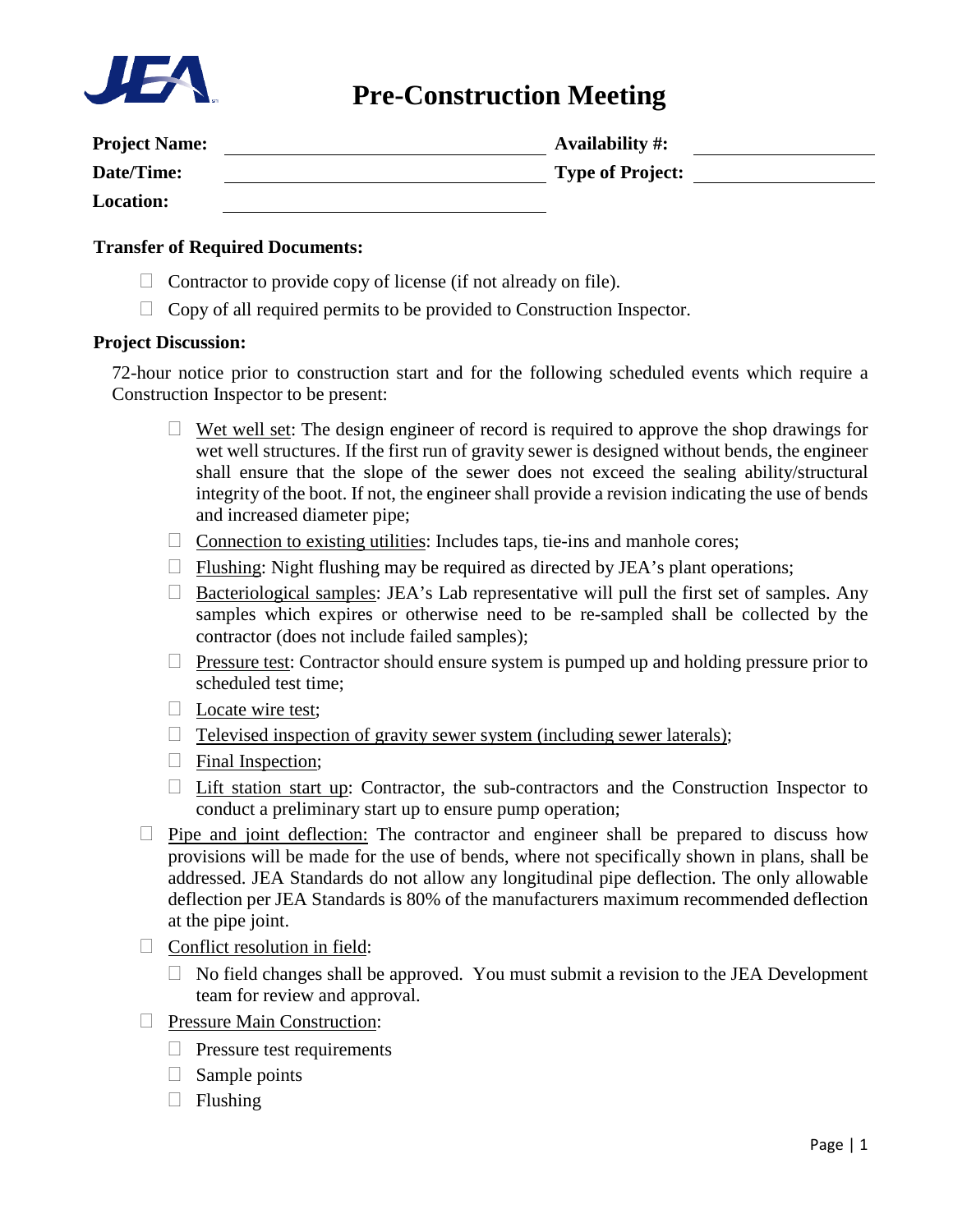# Pre-Construction Meeting

**Project Name:** ______________________ **Availability #:** ______________

**Date/Time:** ______________________ **Type of Project:** ______________

**Location:** ______________________

**Transfer of Required Documents:**

- ☐ Contractor to provide copy of license (if not already on file).
- ☐ Copy of all required permits to be provided to Construction Inspector.

**Project Discussion:**

72-hour notice prior to construction start and for the following scheduled events which require a Construction Inspector to be present:

- ☐ Wet well set: The design engineer of record is required to approve the shop drawings for wet well structures. If the first run of gravity sewer is designed without bends, the engineer shall ensure that the slope of the sewer does not exceed the sealing ability/structural integrity of the boot. If not, the engineer shall provide a revision indicating the use of bends and increased diameter pipe;
- ☐ Connection to existing utilities: Includes taps, tie-ins and manhole cores;
- ☐ Flushing: Night flushing may be required as directed by JEA's plant operations;
- ☐ Bacteriological samples: JEA's Lab representative will pull the first set of samples. Any samples which expires or otherwise need to be re-sampled shall be collected by the contractor (does not include failed samples);
- ☐ Pressure test: Contractor should ensure system is pumped up and holding pressure prior to scheduled test time;
- ☐ Locate wire test;
- ☐ Televised inspection of gravity sewer system (including sewer laterals);
- ☐ Final Inspection;
- ☐ Lift station start up: Contractor, the sub-contractors and the Construction Inspector to conduct a preliminary start up to ensure pump operation;

☐ Pipe and joint deflection: The contractor and engineer shall be prepared to discuss how provisions will be made for the use of bends, where not specifically shown in plans, shall be addressed. JEA Standards do not allow any longitudinal pipe deflection. The only allowable deflection per JEA Standards is 80% of the manufacturers maximum recommended deflection at the pipe joint.

☐ Conflict resolution in field:

- ☐ No field changes shall be approved. You must submit a revision to the JEA Development team for review and approval.

☐ Pressure Main Construction:

- ☐ Pressure test requirements
- ☐ Sample points
- ☐ Flushing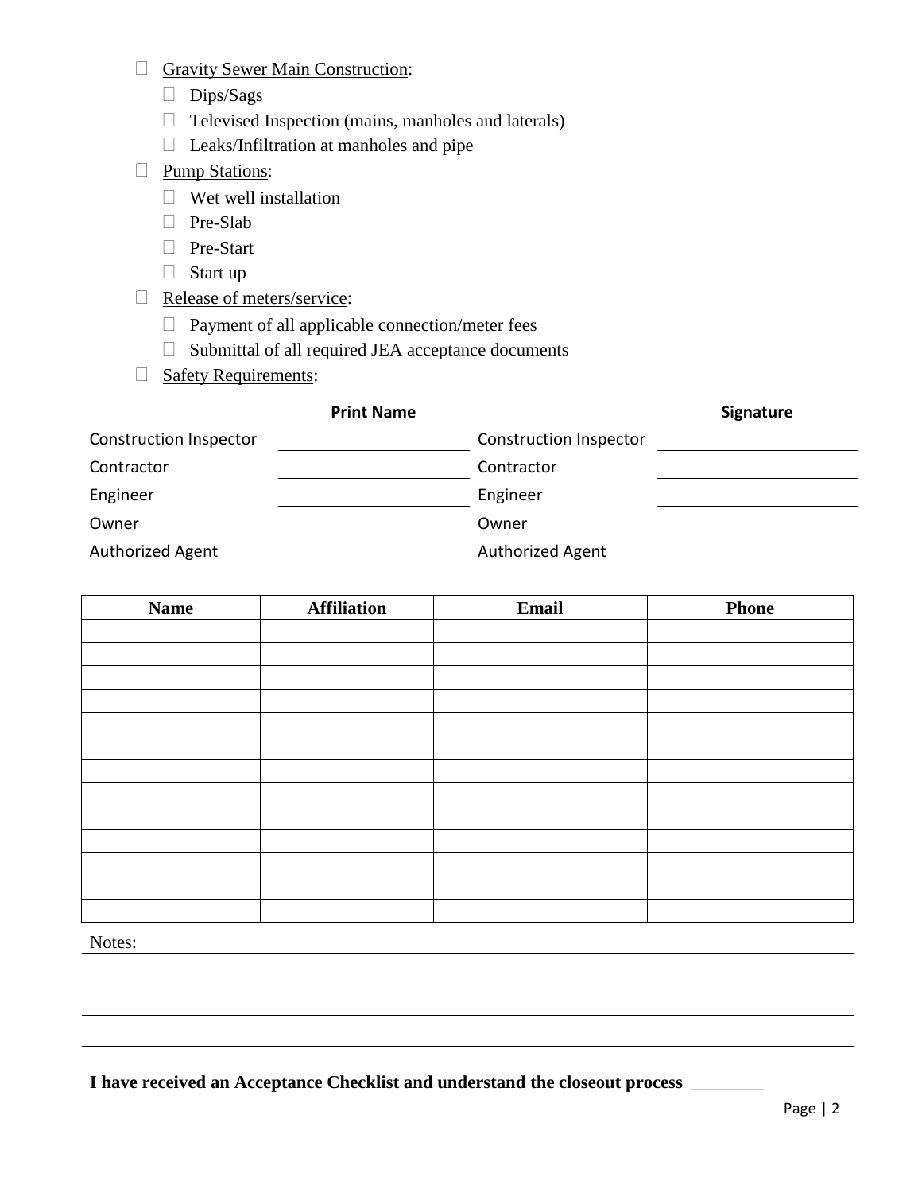- ☐ Gravity Sewer Main Construction:
  - ☐ Dips/Sags
  - ☐ Televised Inspection (mains, manholes and laterals)
  - ☐ Leaks/Infiltration at manholes and pipe
- ☐ Pump Stations:
  - ☐ Wet well installation
  - ☐ Pre-Slab
  - ☐ Pre-Start
  - ☐ Start up
- ☐ Release of meters/service:
  - ☐ Payment of all applicable connection/meter fees
  - ☐ Submittal of all required JEA acceptance documents
- ☐ Safety Requirements:

| | **Print Name** | | **Signature** |
|---|---|---|---|
| Construction Inspector | | Construction Inspector | |
| Contractor | | Contractor | |
| Engineer | | Engineer | |
| Owner | | Owner | |
| Authorized Agent | | Authorized Agent | |

| Name | Affiliation | Email | Phone |
|---|---|---|---|
| | | | |
| | | | |
| | | | |
| | | | |
| | | | |
| | | | |
| | | | |
| | | | |
| | | | |
| | | | |
| | | | |
| | | | |
| | | | |

Notes: ______________________________________________

______________________________________________

______________________________________________

______________________________________________

**I have received an Acceptance Checklist and understand the closeout process** ________